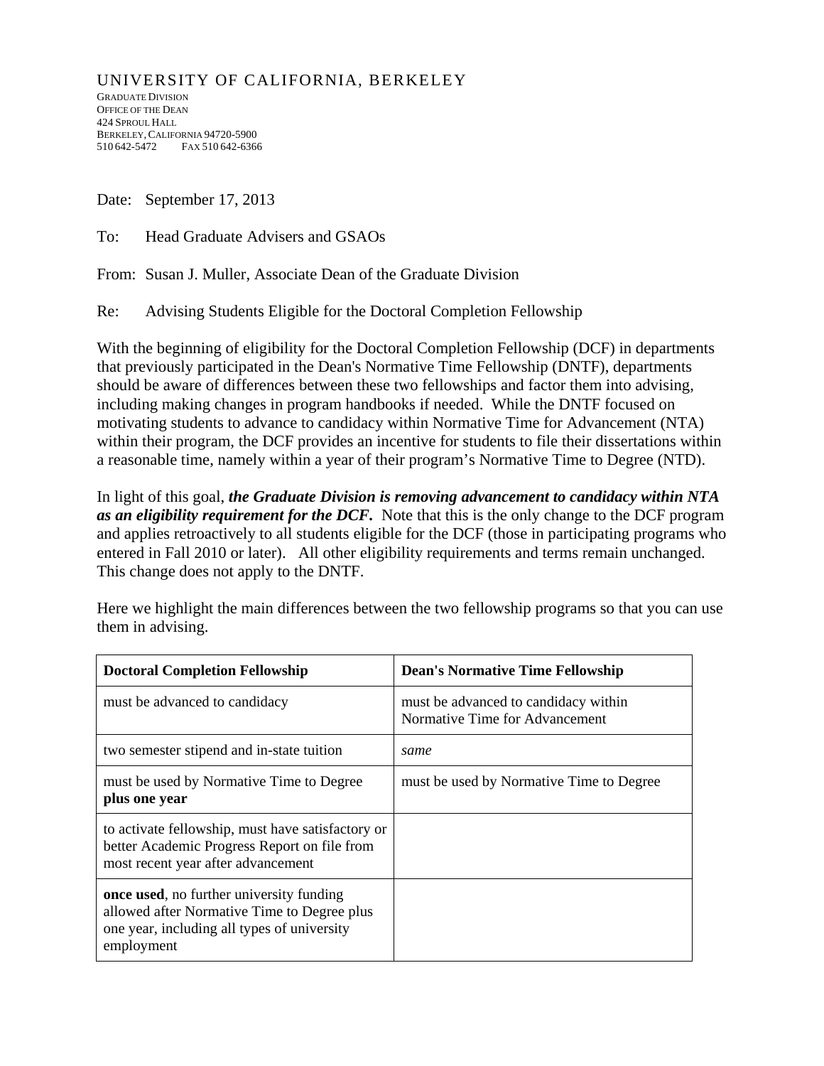UNIVERSITY OF CALIFORNIA, BERKELEY

GRADUATE DIVISION
OFFICE OF THE DEAN
424 SPROUL HALL
BERKELEY, CALIFORNIA 94720-5900
510 642-5472 FAX 510 642-6366

Date: September 17, 2013

To: Head Graduate Advisers and GSAOs

From: Susan J. Muller, Associate Dean of the Graduate Division

Re: Advising Students Eligible for the Doctoral Completion Fellowship

With the beginning of eligibility for the Doctoral Completion Fellowship (DCF) in departments that previously participated in the Dean's Normative Time Fellowship (DNTF), departments should be aware of differences between these two fellowships and factor them into advising, including making changes in program handbooks if needed. While the DNTF focused on motivating students to advance to candidacy within Normative Time for Advancement (NTA) within their program, the DCF provides an incentive for students to file their dissertations within a reasonable time, namely within a year of their program's Normative Time to Degree (NTD).

In light of this goal, ***the Graduate Division is removing advancement to candidacy within NTA as an eligibility requirement for the DCF.*** Note that this is the only change to the DCF program and applies retroactively to all students eligible for the DCF (those in participating programs who entered in Fall 2010 or later). All other eligibility requirements and terms remain unchanged. This change does not apply to the DNTF.

Here we highlight the main differences between the two fellowship programs so that you can use them in advising.

| Doctoral Completion Fellowship | Dean's Normative Time Fellowship |
|---|---|
| must be advanced to candidacy | must be advanced to candidacy within Normative Time for Advancement |
| two semester stipend and in-state tuition | *same* |
| must be used by Normative Time to Degree **plus one year** | must be used by Normative Time to Degree |
| to activate fellowship, must have satisfactory or better Academic Progress Report on file from most recent year after advancement | |
| **once used**, no further university funding allowed after Normative Time to Degree plus one year, including all types of university employment | |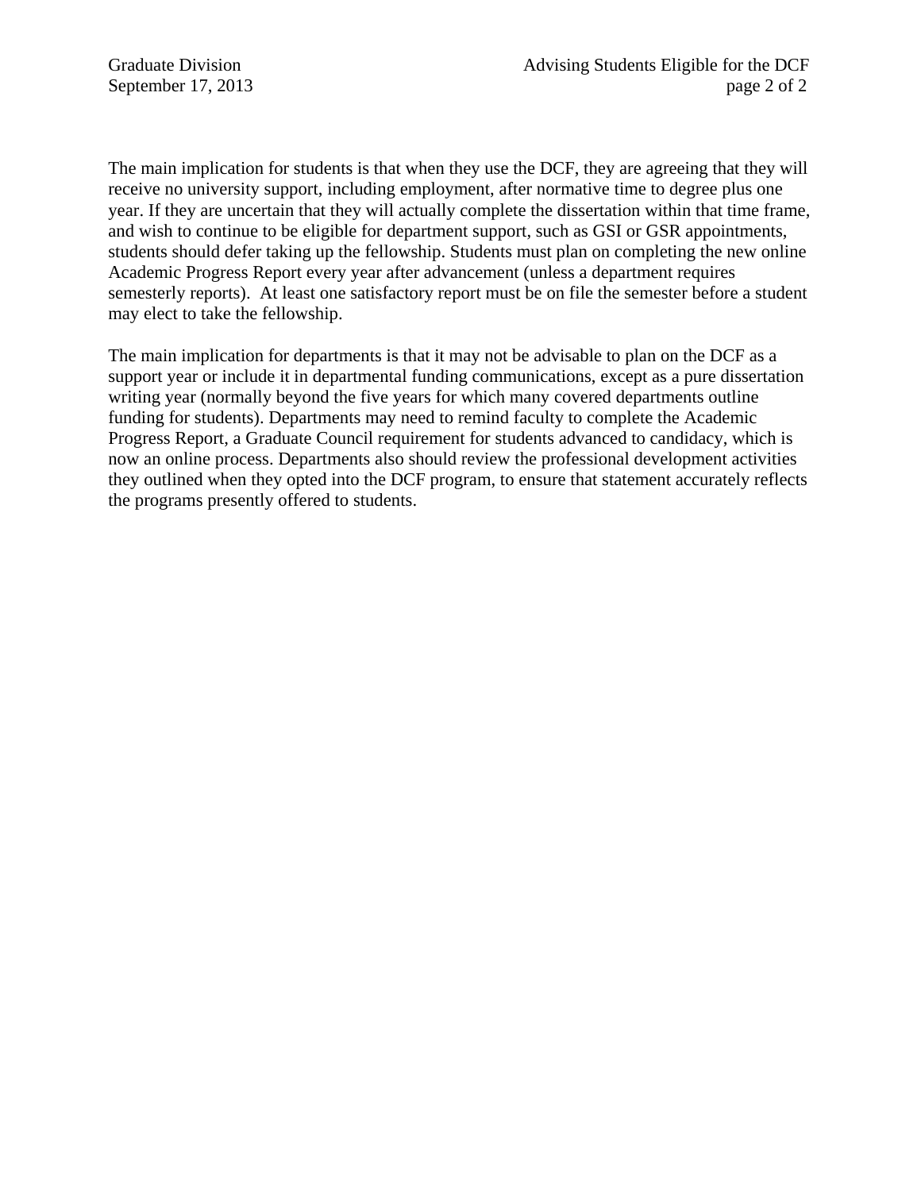The main implication for students is that when they use the DCF, they are agreeing that they will receive no university support, including employment, after normative time to degree plus one year. If they are uncertain that they will actually complete the dissertation within that time frame, and wish to continue to be eligible for department support, such as GSI or GSR appointments, students should defer taking up the fellowship. Students must plan on completing the new online Academic Progress Report every year after advancement (unless a department requires semesterly reports). At least one satisfactory report must be on file the semester before a student may elect to take the fellowship.

The main implication for departments is that it may not be advisable to plan on the DCF as a support year or include it in departmental funding communications, except as a pure dissertation writing year (normally beyond the five years for which many covered departments outline funding for students). Departments may need to remind faculty to complete the Academic Progress Report, a Graduate Council requirement for students advanced to candidacy, which is now an online process. Departments also should review the professional development activities they outlined when they opted into the DCF program, to ensure that statement accurately reflects the programs presently offered to students.